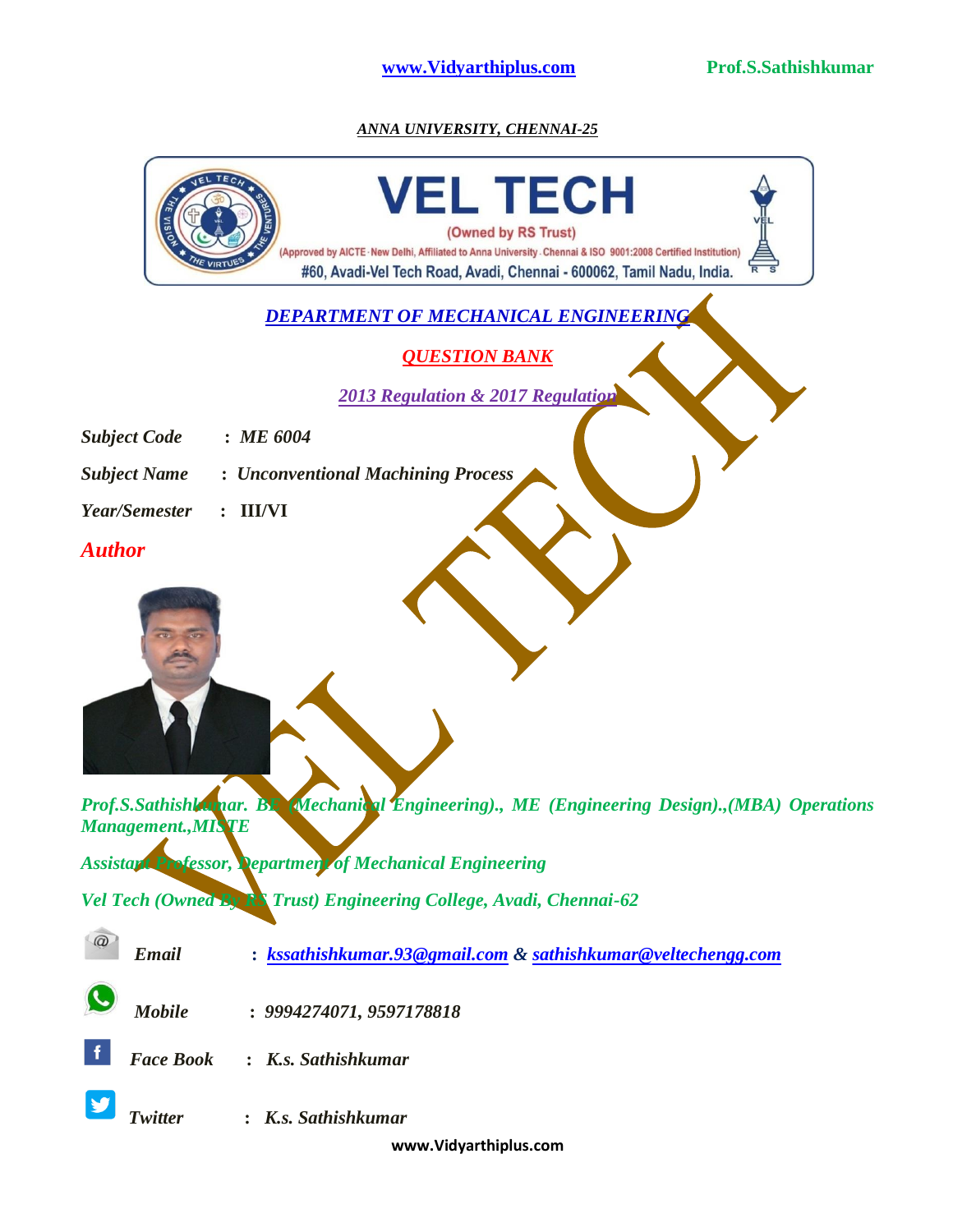*ANNA UNIVERSITY, CHENNAI-25*

**VEL TECH**

(Owned by RS Trust)

(Approved by AICTE - New Delhi, Affiliated to Anna University - Chennai & ISO 9001:2008 Certified Institution)

#60, Avadi-Vel Tech Road, Avadi, Chennai - 600062, Tamil Nadu, India.

## *DEPARTMENT OF MECHANICAL ENGINEERING*

## *QUESTION BANK*

*2013 Regulation & 2017 Regulation*

***Subject Code*** : ***ME 6004***

***Subject Name*** : ***Unconventional Machining Process***

***Year/Semester*** : **III/VI**

### ***Author***

***Prof.S.Sathishkumar. BE (Mechanical Engineering)., ME (Engineering Design).,(MBA) Operations Management.,MISTE***

***Assistant Professor, Department of Mechanical Engineering***

***Vel Tech (Owned By RS Trust) Engineering College, Avadi, Chennai-62***

***Email*** : *kssathishkumar.93@gmail.com* & *sathishkumar@veltechengg.com*

***Mobile*** : ***9994274071, 9597178818***

***Face Book*** : ***K.s. Sathishkumar***

***Twitter*** : ***K.s. Sathishkumar***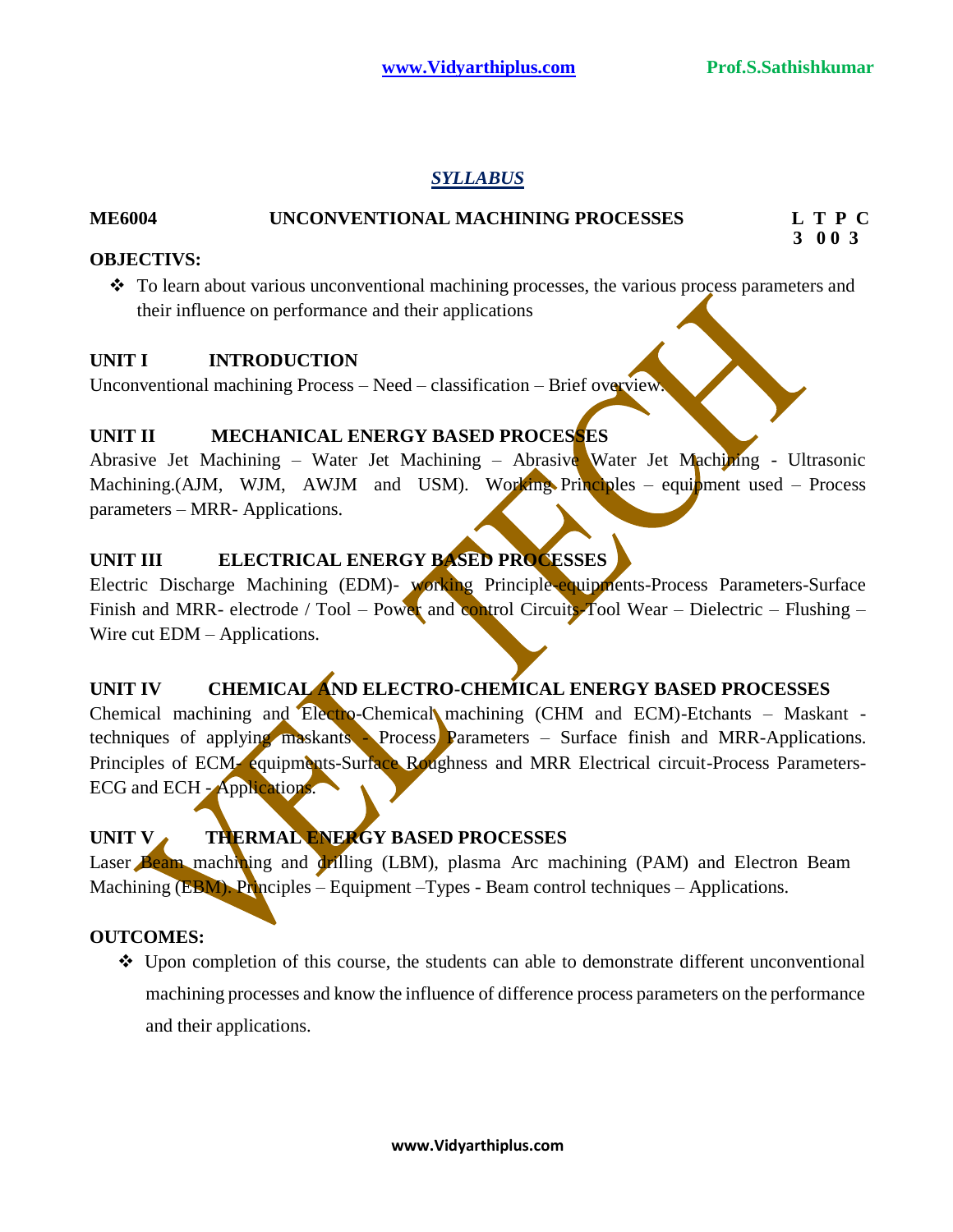## *SYLLABUS*

**ME6004 UNCONVENTIONAL MACHINING PROCESSES**

| L | T | P | C |
|---|---|---|---|
| 3 | 0 | 0 | 3 |

**OBJECTIVS:**

- To learn about various unconventional machining processes, the various process parameters and their influence on performance and their applications

**UNIT I INTRODUCTION**

Unconventional machining Process – Need – classification – Brief overview.

**UNIT II MECHANICAL ENERGY BASED PROCESSES**

Abrasive Jet Machining – Water Jet Machining – Abrasive Water Jet Machining - Ultrasonic Machining.(AJM, WJM, AWJM and USM). Working Principles – equipment used – Process parameters – MRR- Applications.

**UNIT III ELECTRICAL ENERGY BASED PROCESSES**

Electric Discharge Machining (EDM)- working Principle-equipments-Process Parameters-Surface Finish and MRR- electrode / Tool – Power and control Circuits-Tool Wear – Dielectric – Flushing – Wire cut EDM – Applications.

**UNIT IV CHEMICAL AND ELECTRO-CHEMICAL ENERGY BASED PROCESSES**

Chemical machining and Electro-Chemical machining (CHM and ECM)-Etchants – Maskant - techniques of applying maskants - Process Parameters – Surface finish and MRR-Applications. Principles of ECM- equipments-Surface Roughness and MRR Electrical circuit-Process Parameters-ECG and ECH - Applications.

**UNIT V THERMAL ENERGY BASED PROCESSES**

Laser Beam machining and drilling (LBM), plasma Arc machining (PAM) and Electron Beam Machining (EBM). Principles – Equipment –Types - Beam control techniques – Applications.

**OUTCOMES:**

- Upon completion of this course, the students can able to demonstrate different unconventional machining processes and know the influence of difference process parameters on the performance and their applications.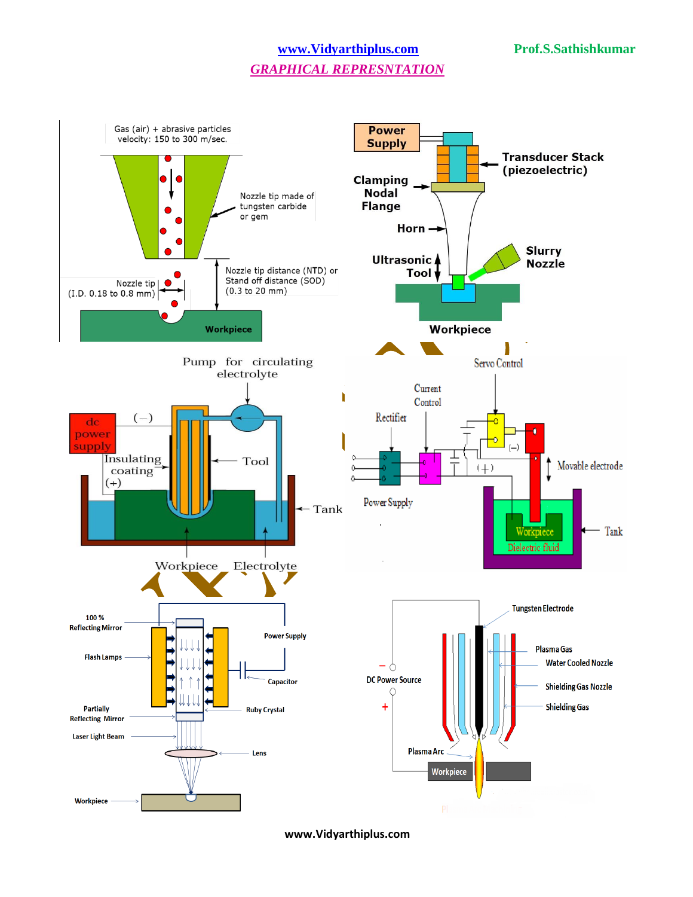## *GRAPHICAL REPRESNTATION*

Gas (air) + abrasive particles
velocity: 150 to 300 m/sec.

Nozzle tip made of tungsten carbide or gem

Nozzle tip distance (NTD) or Stand off distance (SOD) (0.3 to 20 mm)

Nozzle tip (I.D. 0.18 to 0.8 mm)

Workpiece

**Power Supply**

**Transducer Stack (piezoelectric)**

**Clamping Nodal Flange**

**Horn**

**Ultrasonic Tool**

**Slurry Nozzle**

**Workpiece**

Pump for circulating electrolyte

dc power supply

(−)

Insulating coating

(+)

Tool

Tank

Workpiece

Electrolyte

Servo Control

Current Control

Rectifier

(−)

(+)

Movable electrode

Power Supply

Tank

Workpiece

Dielectric fluid

100 % Reflecting Mirror

Flash Lamps

Power Supply

Capacitor

Partially Reflecting Mirror

Ruby Crystal

Laser Light Beam

Lens

Workpiece

Tungsten Electrode

Plasma Gas

Water Cooled Nozzle

− DC Power Source +

Shielding Gas Nozzle

Shielding Gas

Plasma Arc

Workpiece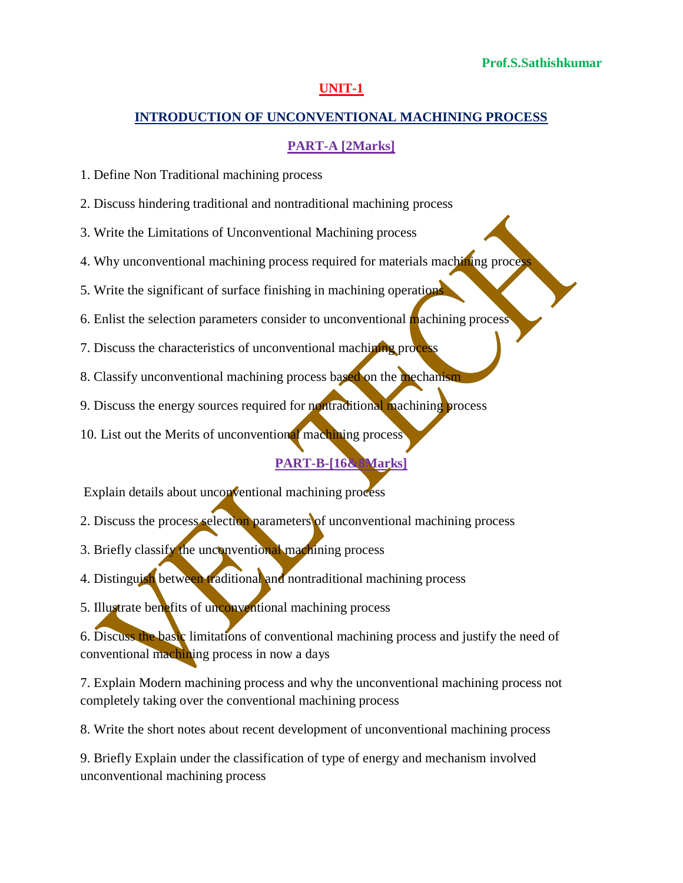Prof.S.Sathishkumar

## UNIT-1

## INTRODUCTION OF UNCONVENTIONAL MACHINING PROCESS

### PART-A [2Marks]

1. Define Non Traditional machining process
2. Discuss hindering traditional and nontraditional machining process
3. Write the Limitations of Unconventional Machining process
4. Why unconventional machining process required for materials machining process
5. Write the significant of surface finishing in machining operations
6. Enlist the selection parameters consider to unconventional machining process
7. Discuss the characteristics of unconventional machining process
8. Classify unconventional machining process based on the mechanism
9. Discuss the energy sources required for nontraditional machining process
10. List out the Merits of unconventional machining process

### PART-B-[16&8Marks]

Explain details about unconventional machining process

2. Discuss the process selection parameters of unconventional machining process
3. Briefly classify the unconventional machining process
4. Distinguish between traditional and nontraditional machining process
5. Illustrate benefits of unconventional machining process
6. Discuss the basic limitations of conventional machining process and justify the need of conventional machining process in now a days
7. Explain Modern machining process and why the unconventional machining process not completely taking over the conventional machining process
8. Write the short notes about recent development of unconventional machining process
9. Briefly Explain under the classification of type of energy and mechanism involved unconventional machining process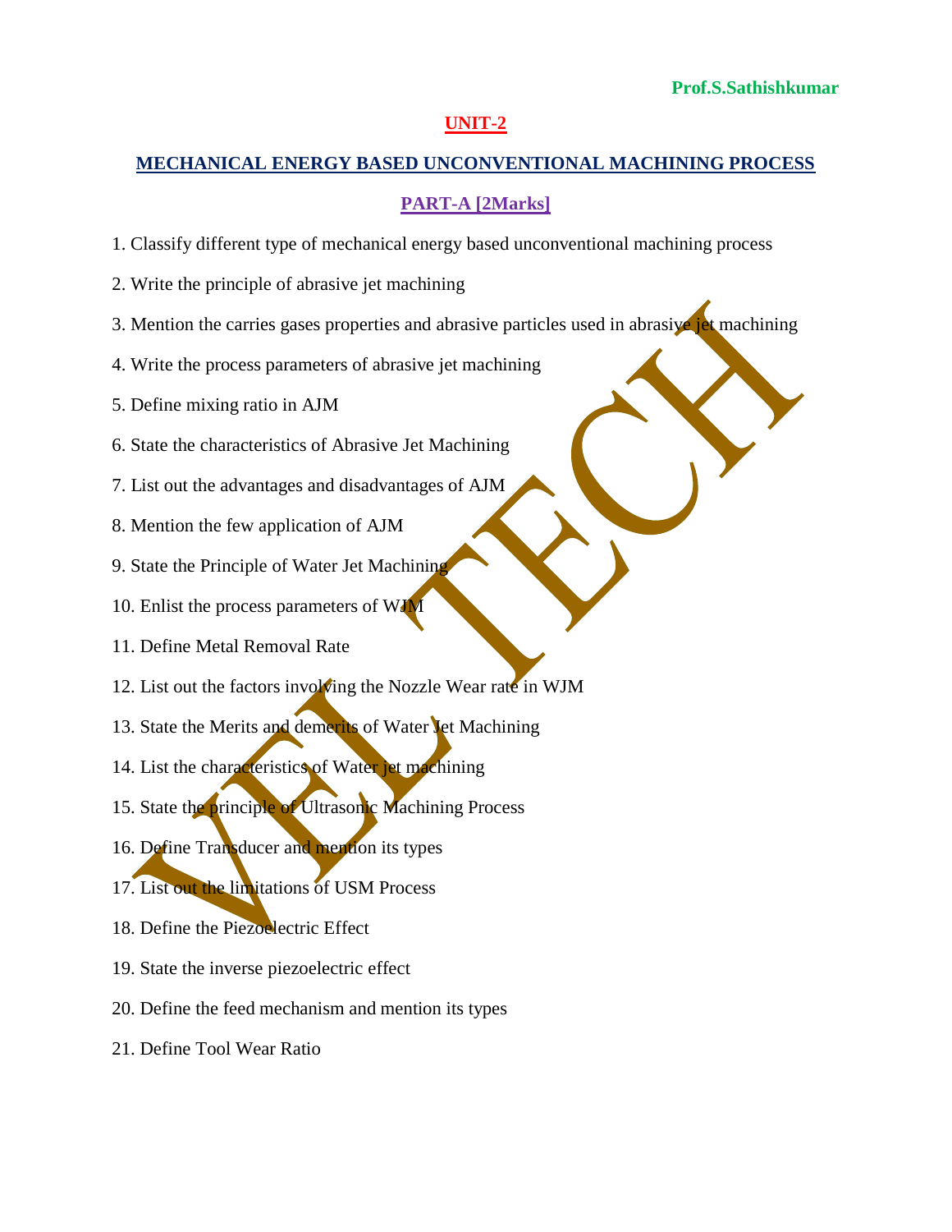Prof.S.Sathishkumar

## UNIT-2

## MECHANICAL ENERGY BASED UNCONVENTIONAL MACHINING PROCESS

### PART-A [2Marks]

1. Classify different type of mechanical energy based unconventional machining process
2. Write the principle of abrasive jet machining
3. Mention the carries gases properties and abrasive particles used in abrasive jet machining
4. Write the process parameters of abrasive jet machining
5. Define mixing ratio in AJM
6. State the characteristics of Abrasive Jet Machining
7. List out the advantages and disadvantages of AJM
8. Mention the few application of AJM
9. State the Principle of Water Jet Machining
10. Enlist the process parameters of WJM
11. Define Metal Removal Rate
12. List out the factors involving the Nozzle Wear rate in WJM
13. State the Merits and demerits of Water Jet Machining
14. List the characteristics of Water jet machining
15. State the principle of Ultrasonic Machining Process
16. Define Transducer and mention its types
17. List out the limitations of USM Process
18. Define the Piezoelectric Effect
19. State the inverse piezoelectric effect
20. Define the feed mechanism and mention its types
21. Define Tool Wear Ratio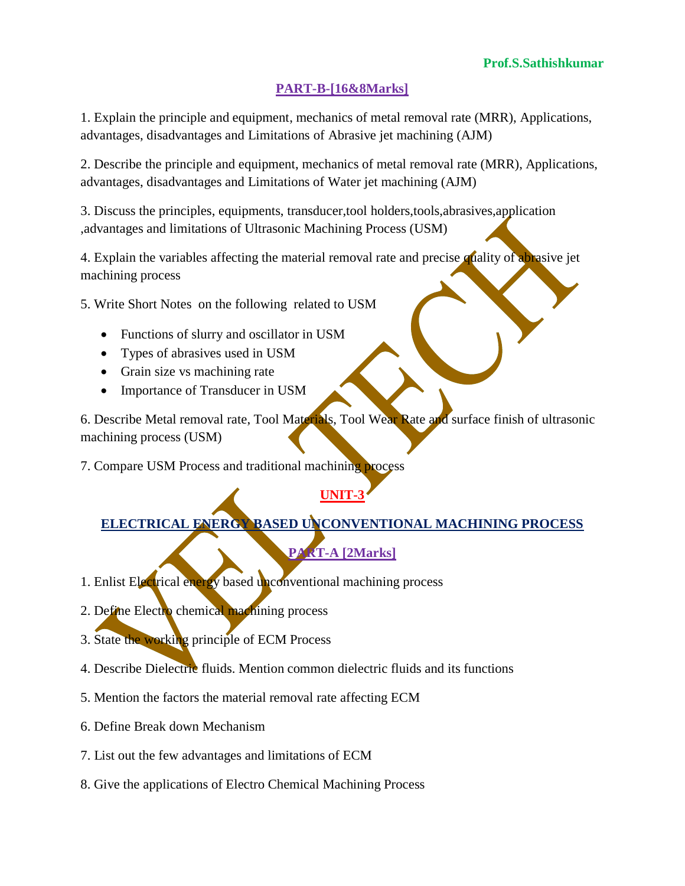## PART-B-[16&8Marks]

1. Explain the principle and equipment, mechanics of metal removal rate (MRR), Applications, advantages, disadvantages and Limitations of Abrasive jet machining (AJM)

2. Describe the principle and equipment, mechanics of metal removal rate (MRR), Applications, advantages, disadvantages and Limitations of Water jet machining (AJM)

3. Discuss the principles, equipments, transducer,tool holders,tools,abrasives,application ,advantages and limitations of Ultrasonic Machining Process (USM)

4. Explain the variables affecting the material removal rate and precise quality of abrasive jet machining process

5. Write Short Notes on the following related to USM

- Functions of slurry and oscillator in USM
- Types of abrasives used in USM
- Grain size vs machining rate
- Importance of Transducer in USM

6. Describe Metal removal rate, Tool Materials, Tool Wear Rate and surface finish of ultrasonic machining process (USM)

7. Compare USM Process and traditional machining process

# UNIT-3

# ELECTRICAL ENERGY BASED UNCONVENTIONAL MACHINING PROCESS

## PART-A [2Marks]

1. Enlist Electrical energy based unconventional machining process

2. Define Electro chemical machining process

3. State the working principle of ECM Process

4. Describe Dielectric fluids. Mention common dielectric fluids and its functions

5. Mention the factors the material removal rate affecting ECM

6. Define Break down Mechanism

7. List out the few advantages and limitations of ECM

8. Give the applications of Electro Chemical Machining Process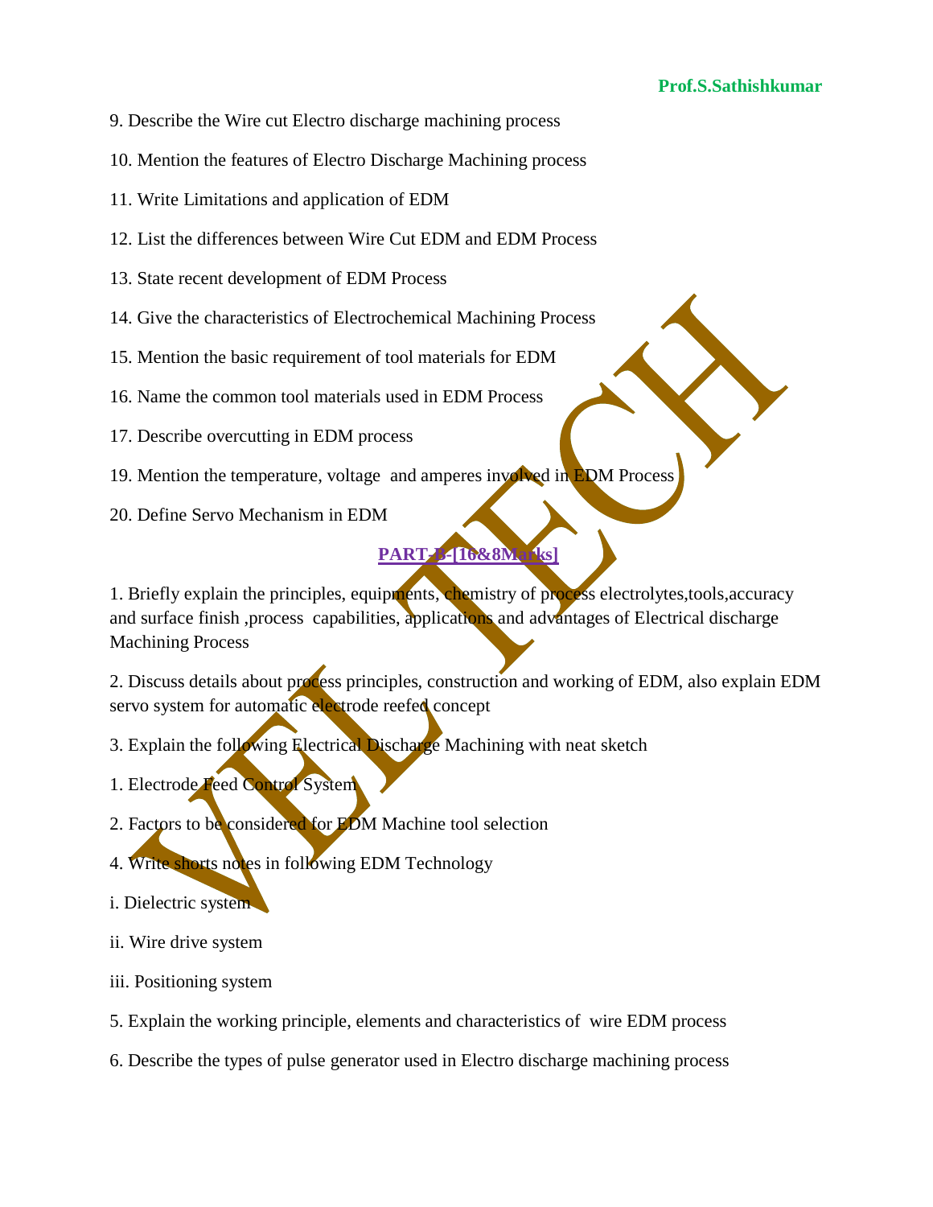9. Describe the Wire cut Electro discharge machining process

10. Mention the features of Electro Discharge Machining process

11. Write Limitations and application of EDM

12. List the differences between Wire Cut EDM and EDM Process

13. State recent development of EDM Process

14. Give the characteristics of Electrochemical Machining Process

15. Mention the basic requirement of tool materials for EDM

16. Name the common tool materials used in EDM Process

17. Describe overcutting in EDM process

19. Mention the temperature, voltage and amperes involved in EDM Process

20. Define Servo Mechanism in EDM

## PART-B-[16&8Marks]

1. Briefly explain the principles, equipments, chemistry of process electrolytes,tools,accuracy and surface finish ,process capabilities, applications and advantages of Electrical discharge Machining Process

2. Discuss details about process principles, construction and working of EDM, also explain EDM servo system for automatic electrode reefed concept

3. Explain the following Electrical Discharge Machining with neat sketch

1. Electrode Feed Control System

2. Factors to be considered for EDM Machine tool selection

4. Write shorts notes in following EDM Technology

i. Dielectric system

ii. Wire drive system

iii. Positioning system

5. Explain the working principle, elements and characteristics of wire EDM process

6. Describe the types of pulse generator used in Electro discharge machining process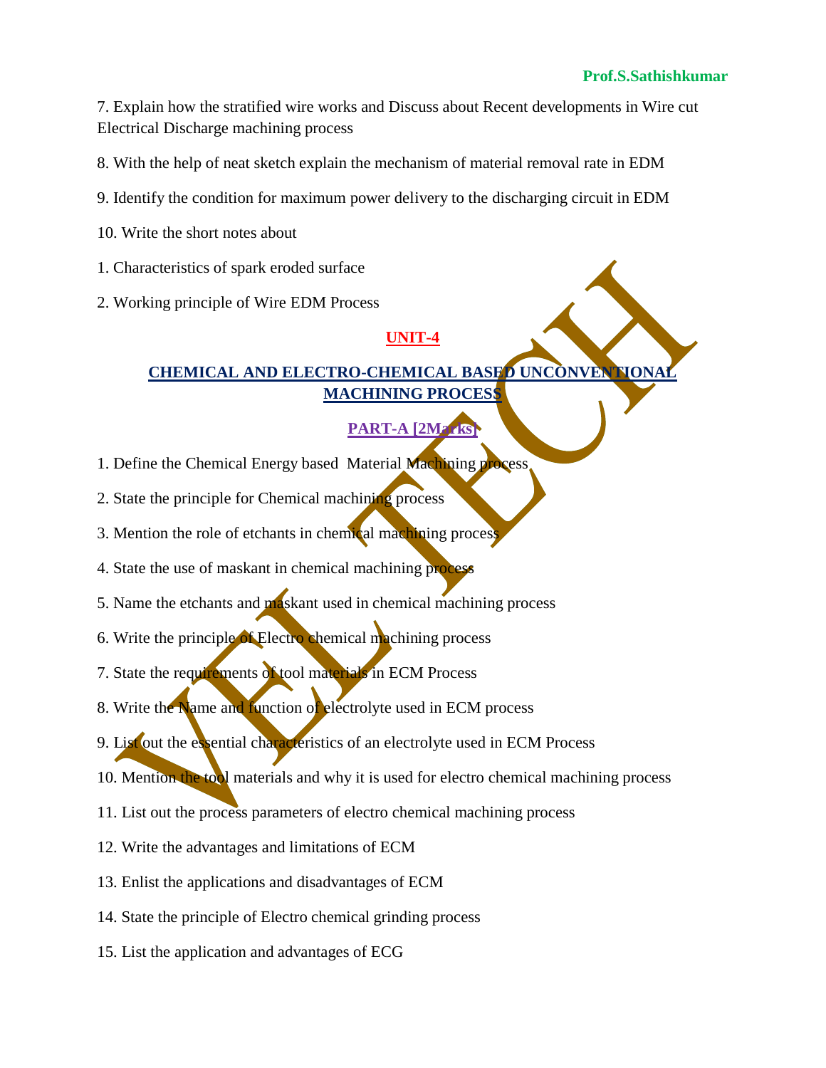7. Explain how the stratified wire works and Discuss about Recent developments in Wire cut Electrical Discharge machining process

8. With the help of neat sketch explain the mechanism of material removal rate in EDM

9. Identify the condition for maximum power delivery to the discharging circuit in EDM

10. Write the short notes about

1. Characteristics of spark eroded surface

2. Working principle of Wire EDM Process

## UNIT-4

## CHEMICAL AND ELECTRO-CHEMICAL BASED UNCONVENTIONAL MACHINING PROCESS

### PART-A [2Marks]

1. Define the Chemical Energy based Material Machining process

2. State the principle for Chemical machining process

3. Mention the role of etchants in chemical machining process

4. State the use of maskant in chemical machining process

5. Name the etchants and maskant used in chemical machining process

6. Write the principle of Electro chemical machining process

7. State the requirements of tool materials in ECM Process

8. Write the Name and function of electrolyte used in ECM process

9. List out the essential characteristics of an electrolyte used in ECM Process

10. Mention the tool materials and why it is used for electro chemical machining process

11. List out the process parameters of electro chemical machining process

12. Write the advantages and limitations of ECM

13. Enlist the applications and disadvantages of ECM

14. State the principle of Electro chemical grinding process

15. List the application and advantages of ECG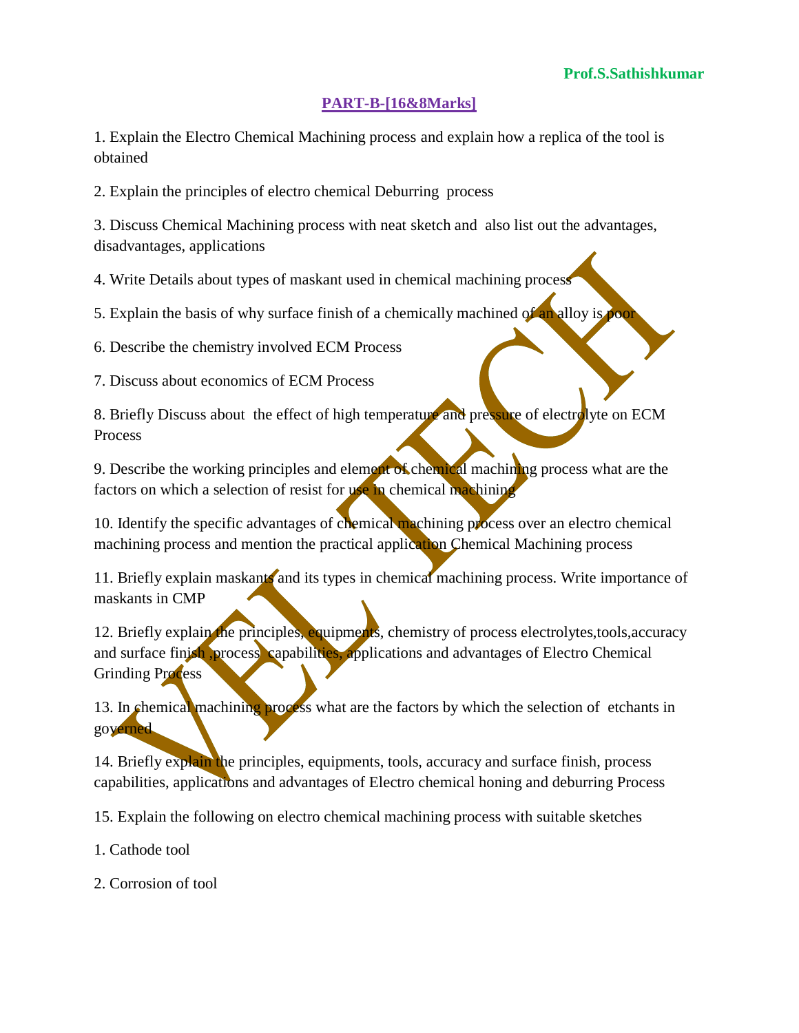**Prof.S.Sathishkumar**

## PART-B-[16&8Marks]

1. Explain the Electro Chemical Machining process and explain how a replica of the tool is obtained

2. Explain the principles of electro chemical Deburring process

3. Discuss Chemical Machining process with neat sketch and also list out the advantages, disadvantages, applications

4. Write Details about types of maskant used in chemical machining process

5. Explain the basis of why surface finish of a chemically machined of an alloy is poor

6. Describe the chemistry involved ECM Process

7. Discuss about economics of ECM Process

8. Briefly Discuss about the effect of high temperature and pressure of electrolyte on ECM Process

9. Describe the working principles and element of chemical machining process what are the factors on which a selection of resist for use in chemical machining

10. Identify the specific advantages of chemical machining process over an electro chemical machining process and mention the practical application Chemical Machining process

11. Briefly explain maskants and its types in chemical machining process. Write importance of maskants in CMP

12. Briefly explain the principles, equipments, chemistry of process electrolytes,tools,accuracy and surface finish ,process capabilities, applications and advantages of Electro Chemical Grinding Process

13. In chemical machining process what are the factors by which the selection of etchants in governed

14. Briefly explain the principles, equipments, tools, accuracy and surface finish, process capabilities, applications and advantages of Electro chemical honing and deburring Process

15. Explain the following on electro chemical machining process with suitable sketches

1. Cathode tool

2. Corrosion of tool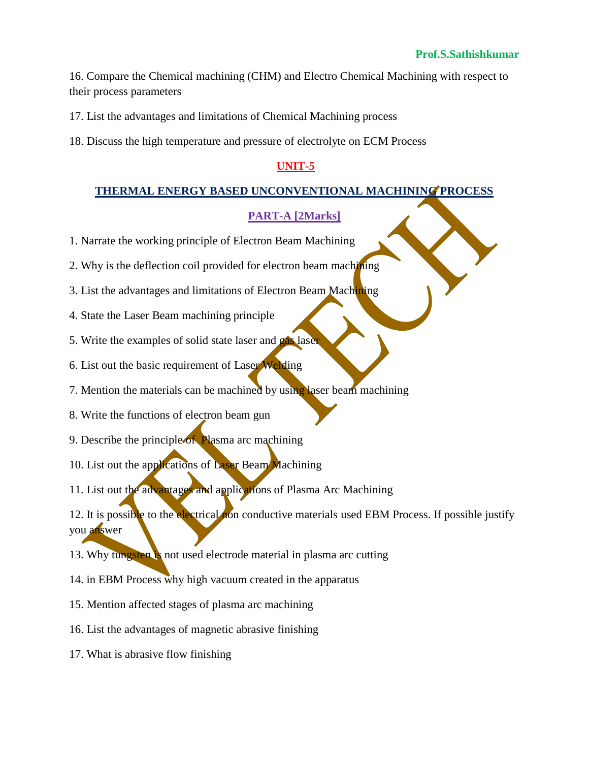16. Compare the Chemical machining (CHM) and Electro Chemical Machining with respect to their process parameters

17. List the advantages and limitations of Chemical Machining process

18. Discuss the high temperature and pressure of electrolyte on ECM Process

## UNIT-5

## THERMAL ENERGY BASED UNCONVENTIONAL MACHINING PROCESS

### PART-A [2Marks]

1. Narrate the working principle of Electron Beam Machining

2. Why is the deflection coil provided for electron beam machining

3. List the advantages and limitations of Electron Beam Machining

4. State the Laser Beam machining principle

5. Write the examples of solid state laser and gas laser

6. List out the basic requirement of Laser Welding

7. Mention the materials can be machined by using laser beam machining

8. Write the functions of electron beam gun

9. Describe the principle of Plasma arc machining

10. List out the applications of Laser Beam Machining

11. List out the advantages and applications of Plasma Arc Machining

12. It is possible to the electrical non conductive materials used EBM Process. If possible justify you answer

13. Why tungsten is not used electrode material in plasma arc cutting

14. in EBM Process why high vacuum created in the apparatus

15. Mention affected stages of plasma arc machining

16. List the advantages of magnetic abrasive finishing

17. What is abrasive flow finishing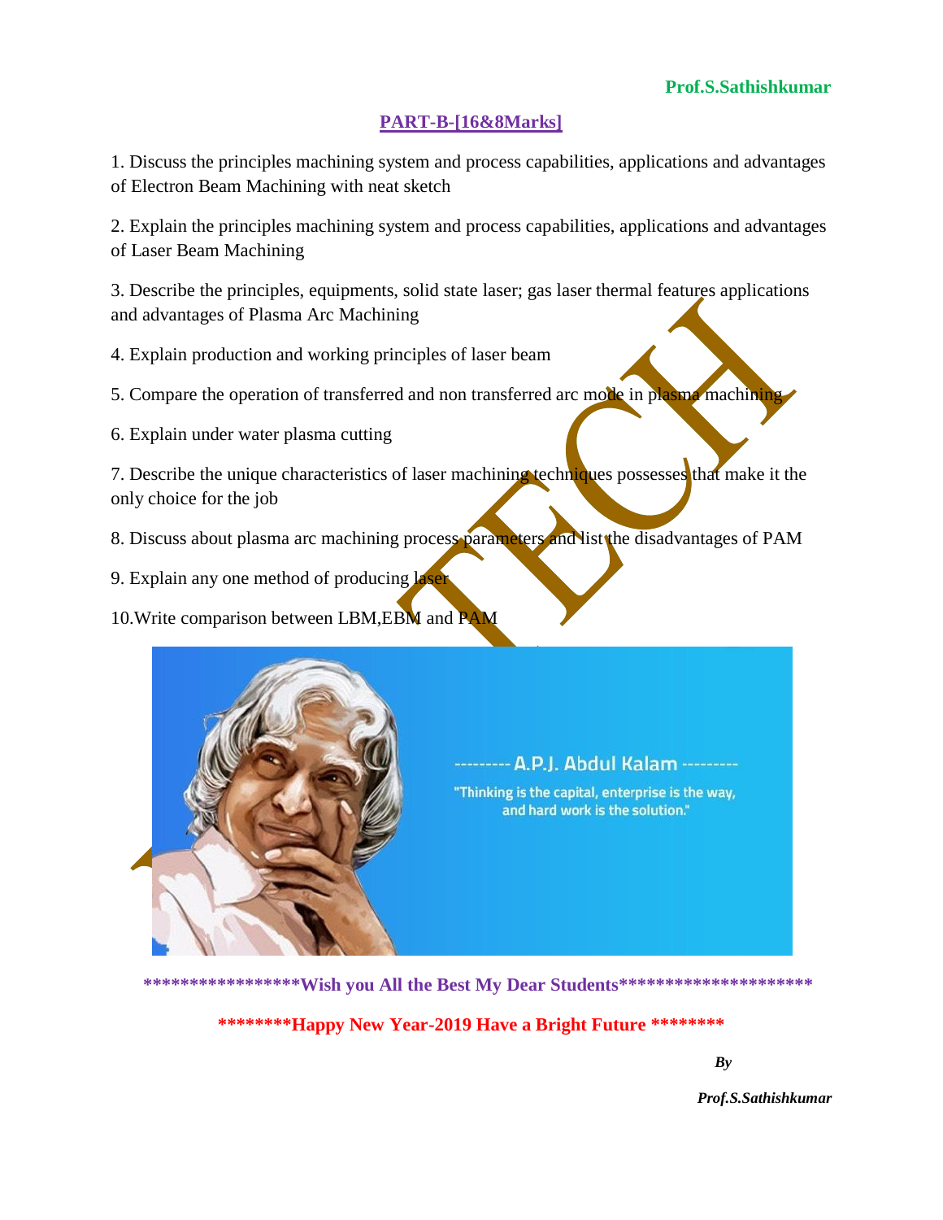**Prof.S.Sathishkumar**

## PART-B-[16&8Marks]

1. Discuss the principles machining system and process capabilities, applications and advantages of Electron Beam Machining with neat sketch

2. Explain the principles machining system and process capabilities, applications and advantages of Laser Beam Machining

3. Describe the principles, equipments, solid state laser; gas laser thermal features applications and advantages of Plasma Arc Machining

4. Explain production and working principles of laser beam

5. Compare the operation of transferred and non transferred arc mode in plasma machining

6. Explain under water plasma cutting

7. Describe the unique characteristics of laser machining techniques possesses that make it the only choice for the job

8. Discuss about plasma arc machining process parameters and list the disadvantages of PAM

9. Explain any one method of producing laser

10. Write comparison between LBM,EBM and PAM

--------- A.P.J. Abdul Kalam ---------

"Thinking is the capital, enterprise is the way, and hard work is the solution."

**\*\*\*\*\*\*\*\*\*\*\*\*\*\*\*\*\*Wish you All the Best My Dear Students\*\*\*\*\*\*\*\*\*\*\*\*\*\*\*\*\*\*\*\*\***

**\*\*\*\*\*\*\*\*Happy New Year-2019 Have a Bright Future \*\*\*\*\*\*\*\***

***By***

***Prof.S.Sathishkumar***